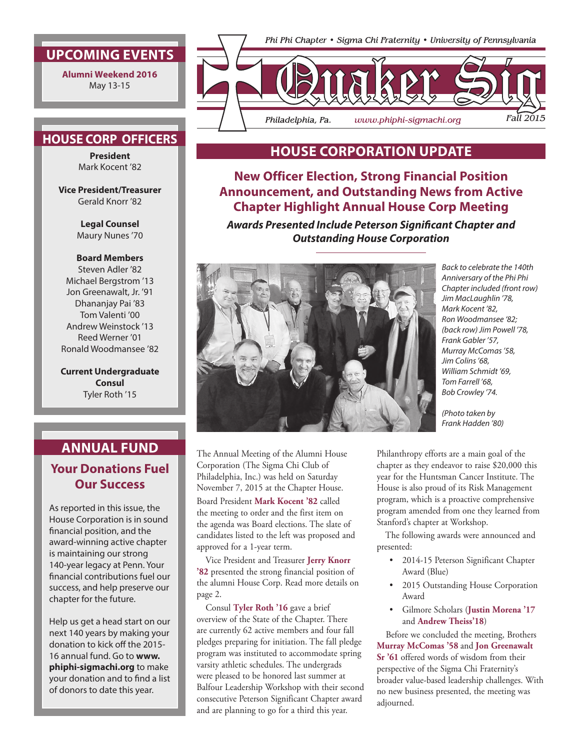Phi Phi Chapter • Sigma Chi Fraternity • University of Pennsylvania

# Quaker Sig

Philadelphia, Pa. www.phiphi-sigmachi.org Fall 2015

## HOUSE CORPORATION UPDATE

### New Officer Election, Strong Financial Position Announcement, and Outstanding News from Active Chapter Highlight Annual House Corp Meeting

***Awards Presented Include Peterson Significant Chapter and Outstanding House Corporation***

*Back to celebrate the 140th Anniversary of the Phi Phi Chapter included (front row) Jim MacLaughlin '78, Mark Kocent '82, Ron Woodmansee '82; (back row) Jim Powell '78, Frank Gabler '57, Murray McComas '58, Jim Colins '68, William Schmidt '69, Tom Farrell '68, Bob Crowley '74.*

*(Photo taken by Frank Hadden '80)*

The Annual Meeting of the Alumni House Corporation (The Sigma Chi Club of Philadelphia, Inc.) was held on Saturday November 7, 2015 at the Chapter House. Board President **Mark Kocent '82** called the meeting to order and the first item on the agenda was Board elections. The slate of candidates listed to the left was proposed and approved for a 1-year term.

Vice President and Treasurer **Jerry Knorr '82** presented the strong financial position of the alumni House Corp. Read more details on page 2.

Consul **Tyler Roth '16** gave a brief overview of the State of the Chapter. There are currently 62 active members and four fall pledges preparing for initiation. The fall pledge program was instituted to accommodate spring varsity athletic schedules. The undergrads were pleased to be honored last summer at Balfour Leadership Workshop with their second consecutive Peterson Significant Chapter award and are planning to go for a third this year.

Philanthropy efforts are a main goal of the chapter as they endeavor to raise $20,000 this year for the Huntsman Cancer Institute. The House is also proud of its Risk Management program, which is a proactive comprehensive program amended from one they learned from Stanford's chapter at Workshop.

The following awards were announced and presented:

- 2014-15 Peterson Significant Chapter Award (Blue)
- 2015 Outstanding House Corporation Award
- Gilmore Scholars (**Justin Morena '17** and **Andrew Theiss'18**)

Before we concluded the meeting, Brothers **Murray McComas '58** and **Jon Greenawalt Sr '61** offered words of wisdom from their perspective of the Sigma Chi Fraternity's broader value-based leadership challenges. With no new business presented, the meeting was adjourned.

## UPCOMING EVENTS

**Alumni Weekend 2016**
May 13-15

## HOUSE CORP OFFICERS

**President**
Mark Kocent '82

**Vice President/Treasurer**
Gerald Knorr '82

**Legal Counsel**
Maury Nunes '70

**Board Members**
Steven Adler '82
Michael Bergstrom '13
Jon Greenawalt, Jr. '91
Dhananjay Pai '83
Tom Valenti '00
Andrew Weinstock '13
Reed Werner '01
Ronald Woodmansee '82

**Current Undergraduate Consul**
Tyler Roth '15

## ANNUAL FUND

### Your Donations Fuel Our Success

As reported in this issue, the House Corporation is in sound financial position, and the award-winning active chapter is maintaining our strong 140-year legacy at Penn. Your financial contributions fuel our success, and help preserve our chapter for the future.

Help us get a head start on our next 140 years by making your donation to kick off the 2015-16 annual fund. Go to **www.phiphi-sigmachi.org** to make your donation and to find a list of donors to date this year.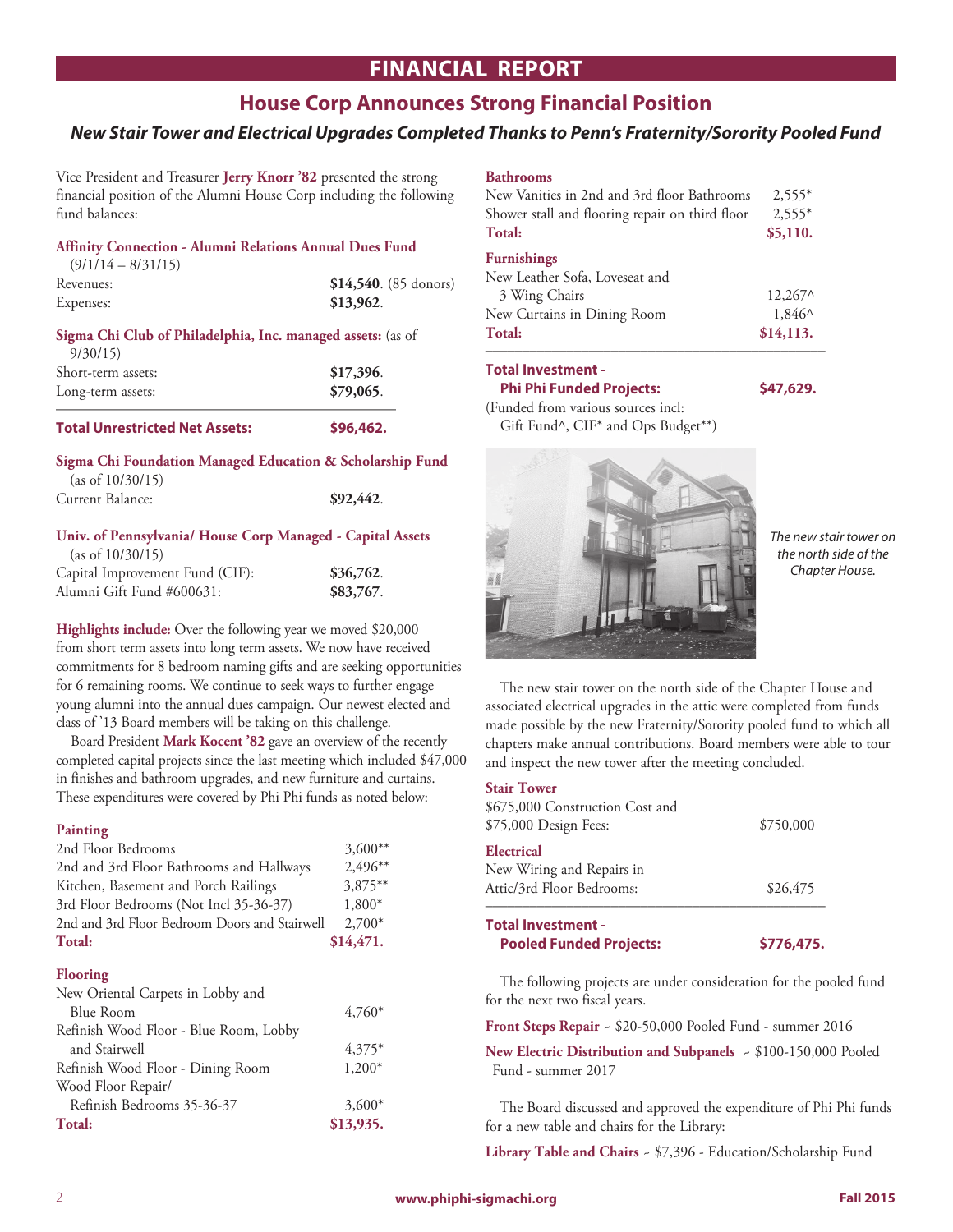# FINANCIAL REPORT

## House Corp Announces Strong Financial Position

### *New Stair Tower and Electrical Upgrades Completed Thanks to Penn's Fraternity/Sorority Pooled Fund*

Vice President and Treasurer **Jerry Knorr '82** presented the strong financial position of the Alumni House Corp including the following fund balances:

**Affinity Connection - Alumni Relations Annual Dues Fund** (9/1/14 – 8/31/15)

| | |
|---|---|
| Revenues: | **$14,540**. (85 donors) |
| Expenses: | **$13,962**. |

**Sigma Chi Club of Philadelphia, Inc. managed assets:** (as of 9/30/15)

| | |
|---|---|
| Short-term assets: | **$17,396**. |
| Long-term assets: | **$79,065**. |
| **Total Unrestricted Net Assets:** | **$96,462.** |

**Sigma Chi Foundation Managed Education & Scholarship Fund** (as of 10/30/15)

| | |
|---|---|
| Current Balance: | **$92,442**. |

**Univ. of Pennsylvania/ House Corp Managed - Capital Assets** (as of 10/30/15)

| | |
|---|---|
| Capital Improvement Fund (CIF): | **$36,762**. |
| Alumni Gift Fund #600631: | **$83,767**. |

**Highlights include:** Over the following year we moved $20,000 from short term assets into long term assets. We now have received commitments for 8 bedroom naming gifts and are seeking opportunities for 6 remaining rooms. We continue to seek ways to further engage young alumni into the annual dues campaign. Our newest elected and class of '13 Board members will be taking on this challenge.

Board President **Mark Kocent '82** gave an overview of the recently completed capital projects since the last meeting which included $47,000 in finishes and bathroom upgrades, and new furniture and curtains. These expenditures were covered by Phi Phi funds as noted below:

**Painting**

| | |
|---|---|
| 2nd Floor Bedrooms | 3,600** |
| 2nd and 3rd Floor Bathrooms and Hallways | 2,496** |
| Kitchen, Basement and Porch Railings | 3,875** |
| 3rd Floor Bedrooms (Not Incl 35-36-37) | 1,800* |
| 2nd and 3rd Floor Bedroom Doors and Stairwell | 2,700* |
| **Total:** | **$14,471.** |

**Flooring**

| | |
|---|---|
| New Oriental Carpets in Lobby and Blue Room | 4,760* |
| Refinish Wood Floor - Blue Room, Lobby and Stairwell | 4,375* |
| Refinish Wood Floor - Dining Room | 1,200* |
| Wood Floor Repair/ Refinish Bedrooms 35-36-37 | 3,600* |
| **Total:** | **$13,935.** |

**Bathrooms**

| | |
|---|---|
| New Vanities in 2nd and 3rd floor Bathrooms | 2,555* |
| Shower stall and flooring repair on third floor | 2,555* |
| **Total:** | **$5,110.** |

**Furnishings**

| | |
|---|---|
| New Leather Sofa, Loveseat and 3 Wing Chairs | 12,267^ |
| New Curtains in Dining Room | 1,846^ |
| **Total:** | **$14,113.** |

**Total Investment - Phi Phi Funded Projects:** **$47,629.**
(Funded from various sources incl: Gift Fund^, CIF* and Ops Budget**)

*The new stair tower on the north side of the Chapter House.*

The new stair tower on the north side of the Chapter House and associated electrical upgrades in the attic were completed from funds made possible by the new Fraternity/Sorority pooled fund to which all chapters make annual contributions. Board members were able to tour and inspect the new tower after the meeting concluded.

**Stair Tower**

| | |
|---|---|
| $675,000 Construction Cost and $75,000 Design Fees: | $750,000 |

**Electrical**

| | |
|---|---|
| New Wiring and Repairs in Attic/3rd Floor Bedrooms: | $26,475 |

**Total Investment - Pooled Funded Projects:** **$776,475.**

The following projects are under consideration for the pooled fund for the next two fiscal years.

**Front Steps Repair** ~ $20-50,000 Pooled Fund - summer 2016

**New Electric Distribution and Subpanels** ~ $100-150,000 Pooled Fund - summer 2017

The Board discussed and approved the expenditure of Phi Phi funds for a new table and chairs for the Library:

**Library Table and Chairs** ~ $7,396 - Education/Scholarship Fund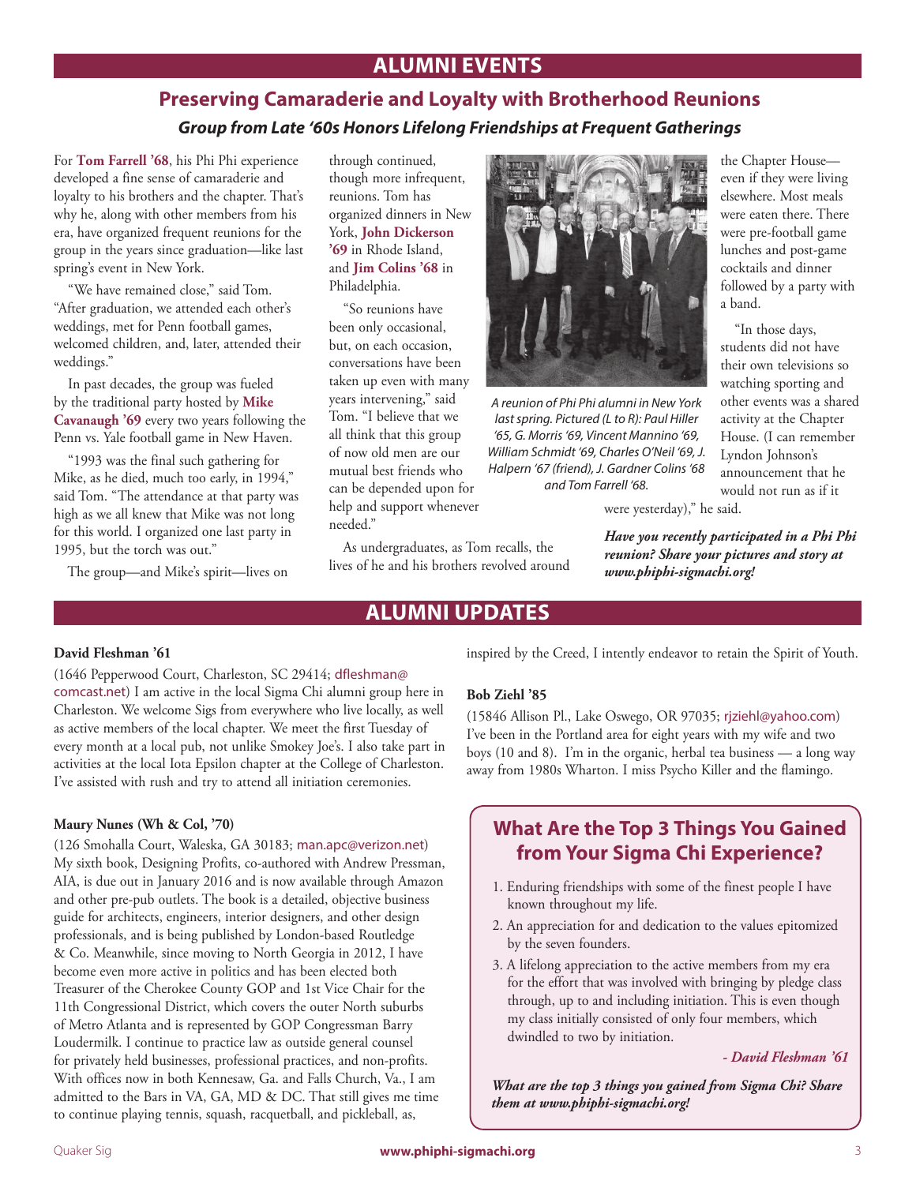## ALUMNI EVENTS

# Preserving Camaraderie and Loyalty with Brotherhood Reunions

### *Group from Late '60s Honors Lifelong Friendships at Frequent Gatherings*

For **Tom Farrell '68**, his Phi Phi experience developed a fine sense of camaraderie and loyalty to his brothers and the chapter. That's why he, along with other members from his era, have organized frequent reunions for the group in the years since graduation—like last spring's event in New York.

"We have remained close," said Tom. "After graduation, we attended each other's weddings, met for Penn football games, welcomed children, and, later, attended their weddings."

In past decades, the group was fueled by the traditional party hosted by **Mike Cavanaugh '69** every two years following the Penn vs. Yale football game in New Haven.

"1993 was the final such gathering for Mike, as he died, much too early, in 1994," said Tom. "The attendance at that party was high as we all knew that Mike was not long for this world. I organized one last party in 1995, but the torch was out."

The group—and Mike's spirit—lives on through continued, though more infrequent, reunions. Tom has organized dinners in New York, **John Dickerson '69** in Rhode Island, and **Jim Colins '68** in Philadelphia.

"So reunions have been only occasional, but, on each occasion, conversations have been taken up even with many years intervening," said Tom. "I believe that we all think that this group of now old men are our mutual best friends who can be depended upon for help and support whenever needed."

As undergraduates, as Tom recalls, the lives of he and his brothers revolved around the Chapter House—even if they were living elsewhere. Most meals were eaten there. There were pre-football game lunches and post-game cocktails and dinner followed by a party with a band.

"In those days, students did not have their own televisions so watching sporting and other events was a shared activity at the Chapter House. (I can remember Lyndon Johnson's announcement that he would not run as if it were yesterday)," he said.

*A reunion of Phi Phi alumni in New York last spring. Pictured (L to R): Paul Hiller '65, G. Morris '69, Vincent Mannino '69, William Schmidt '69, Charles O'Neil '69, J. Halpern '67 (friend), J. Gardner Colins '68 and Tom Farrell '68.*

***Have you recently participated in a Phi Phi reunion? Share your pictures and story at www.phiphi-sigmachi.org!***

## ALUMNI UPDATES

**David Fleshman '61**

(1646 Pepperwood Court, Charleston, SC 29414; dfleshman@comcast.net) I am active in the local Sigma Chi alumni group here in Charleston. We welcome Sigs from everywhere who live locally, as well as active members of the local chapter. We meet the first Tuesday of every month at a local pub, not unlike Smokey Joe's. I also take part in activities at the local Iota Epsilon chapter at the College of Charleston. I've assisted with rush and try to attend all initiation ceremonies.

**Maury Nunes (Wh & Col, '70)**

(126 Smohalla Court, Waleska, GA 30183; man.apc@verizon.net) My sixth book, Designing Profits, co-authored with Andrew Pressman, AIA, is due out in January 2016 and is now available through Amazon and other pre-pub outlets. The book is a detailed, objective business guide for architects, engineers, interior designers, and other design professionals, and is being published by London-based Routledge & Co. Meanwhile, since moving to North Georgia in 2012, I have become even more active in politics and has been elected both Treasurer of the Cherokee County GOP and 1st Vice Chair for the 11th Congressional District, which covers the outer North suburbs of Metro Atlanta and is represented by GOP Congressman Barry Loudermilk. I continue to practice law as outside general counsel for privately held businesses, professional practices, and non-profits. With offices now in both Kennesaw, Ga. and Falls Church, Va., I am admitted to the Bars in VA, GA, MD & DC. That still gives me time to continue playing tennis, squash, racquetball, and pickleball, as, inspired by the Creed, I intently endeavor to retain the Spirit of Youth.

**Bob Ziehl '85**

(15846 Allison Pl., Lake Oswego, OR 97035; rjziehl@yahoo.com) I've been in the Portland area for eight years with my wife and two boys (10 and 8). I'm in the organic, herbal tea business — a long way away from 1980s Wharton. I miss Psycho Killer and the flamingo.

## What Are the Top 3 Things You Gained from Your Sigma Chi Experience?

1. Enduring friendships with some of the finest people I have known throughout my life.
2. An appreciation for and dedication to the values epitomized by the seven founders.
3. A lifelong appreciation to the active members from my era for the effort that was involved with bringing by pledge class through, up to and including initiation. This is even though my class initially consisted of only four members, which dwindled to two by initiation.

***- David Fleshman '61***

***What are the top 3 things you gained from Sigma Chi? Share them at www.phiphi-sigmachi.org!***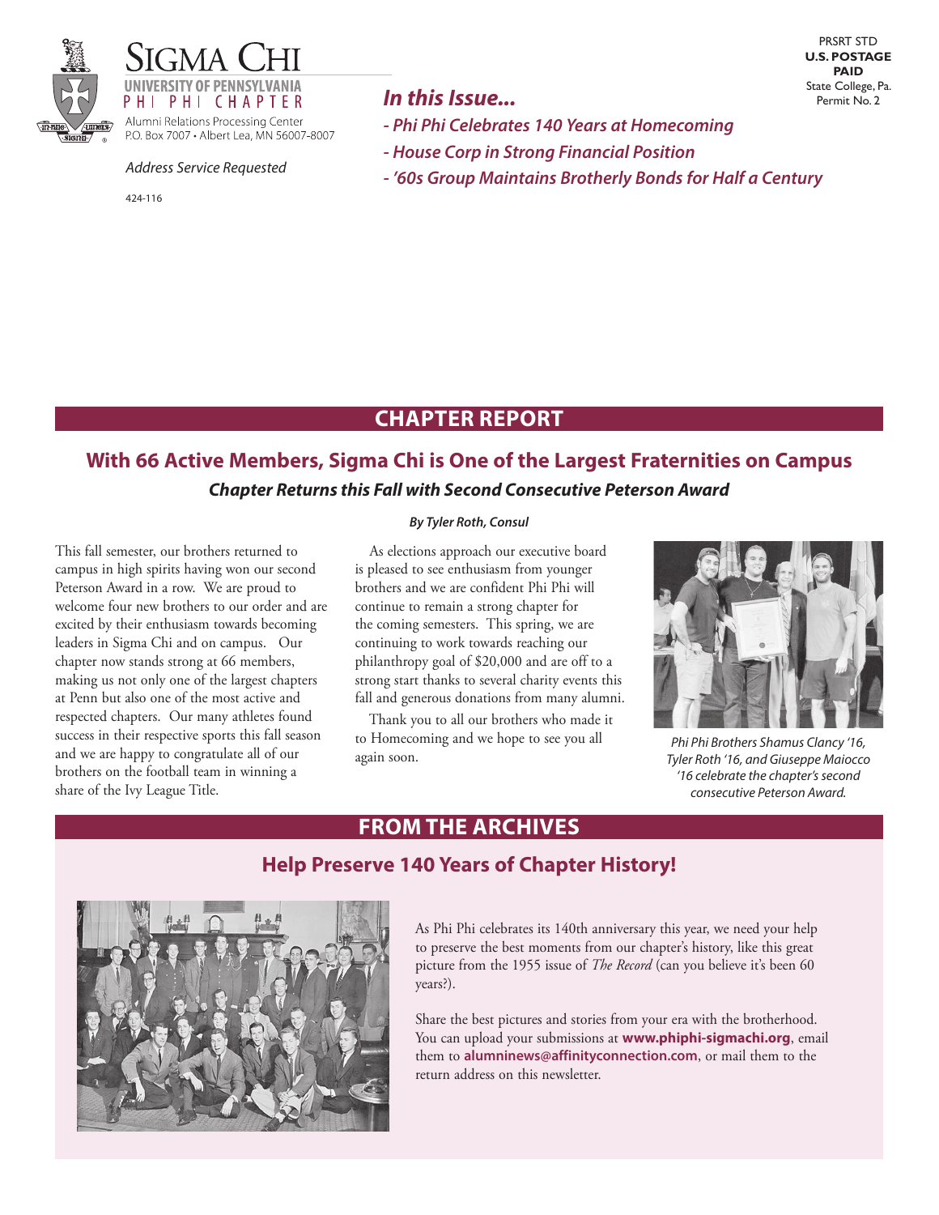Sigma Chi
UNIVERSITY OF PENNSYLVANIA
PHI PHI CHAPTER
Alumni Relations Processing Center
P.O. Box 7007 • Albert Lea, MN 56007-8007

*Address Service Requested*

424-116

PRSRT STD
**U.S. POSTAGE**
**PAID**
State College, Pa.
Permit No. 2

## *In this Issue...*

- *- Phi Phi Celebrates 140 Years at Homecoming*
- *- House Corp in Strong Financial Position*
- *- '60s Group Maintains Brotherly Bonds for Half a Century*

# CHAPTER REPORT

## With 66 Active Members, Sigma Chi is One of the Largest Fraternities on Campus

### *Chapter Returns this Fall with Second Consecutive Peterson Award*

***By Tyler Roth, Consul***

This fall semester, our brothers returned to campus in high spirits having won our second Peterson Award in a row. We are proud to welcome four new brothers to our order and are excited by their enthusiasm towards becoming leaders in Sigma Chi and on campus. Our chapter now stands strong at 66 members, making us not only one of the largest chapters at Penn but also one of the most active and respected chapters. Our many athletes found success in their respective sports this fall season and we are happy to congratulate all of our brothers on the football team in winning a share of the Ivy League Title.

As elections approach our executive board is pleased to see enthusiasm from younger brothers and we are confident Phi Phi will continue to remain a strong chapter for the coming semesters. This spring, we are continuing to work towards reaching our philanthropy goal of $20,000 and are off to a strong start thanks to several charity events this fall and generous donations from many alumni.

Thank you to all our brothers who made it to Homecoming and we hope to see you all again soon.

*Phi Phi Brothers Shamus Clancy '16, Tyler Roth '16, and Giuseppe Maiocco '16 celebrate the chapter's second consecutive Peterson Award.*

# FROM THE ARCHIVES

## Help Preserve 140 Years of Chapter History!

As Phi Phi celebrates its 140th anniversary this year, we need your help to preserve the best moments from our chapter's history, like this great picture from the 1955 issue of *The Record* (can you believe it's been 60 years?).

Share the best pictures and stories from your era with the brotherhood. You can upload your submissions at **www.phiphi-sigmachi.org**, email them to **alumninews@affinityconnection.com**, or mail them to the return address on this newsletter.